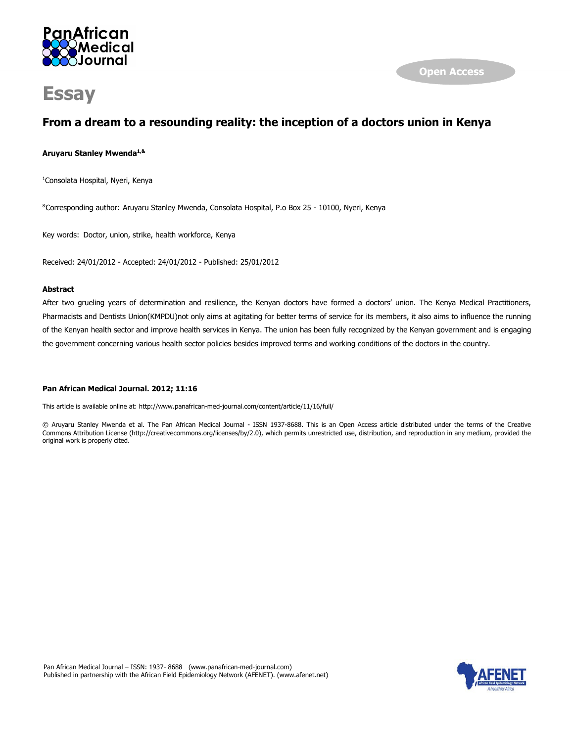# Essay

## From a dream to a resounding reality: the inception of a doctors union in Kenya

**Aruyaru Stanley Mwenda[1,&]**

[1]Consolata Hospital, Nyeri, Kenya

[&]Corresponding author: Aruyaru Stanley Mwenda, Consolata Hospital, P.o Box 25 - 10100, Nyeri, Kenya

Key words: Doctor, union, strike, health workforce, Kenya

Received: 24/01/2012 - Accepted: 24/01/2012 - Published: 25/01/2012

### Abstract

After two grueling years of determination and resilience, the Kenyan doctors have formed a doctors' union. The Kenya Medical Practitioners, Pharmacists and Dentists Union(KMPDU)not only aims at agitating for better terms of service for its members, it also aims to influence the running of the Kenyan health sector and improve health services in Kenya. The union has been fully recognized by the Kenyan government and is engaging the government concerning various health sector policies besides improved terms and working conditions of the doctors in the country.

**Pan African Medical Journal. 2012; 11:16**

This article is available online at: http://www.panafrican-med-journal.com/content/article/11/16/full/

© Aruyaru Stanley Mwenda et al. The Pan African Medical Journal - ISSN 1937-8688. This is an Open Access article distributed under the terms of the Creative Commons Attribution License (http://creativecommons.org/licenses/by/2.0), which permits unrestricted use, distribution, and reproduction in any medium, provided the original work is properly cited.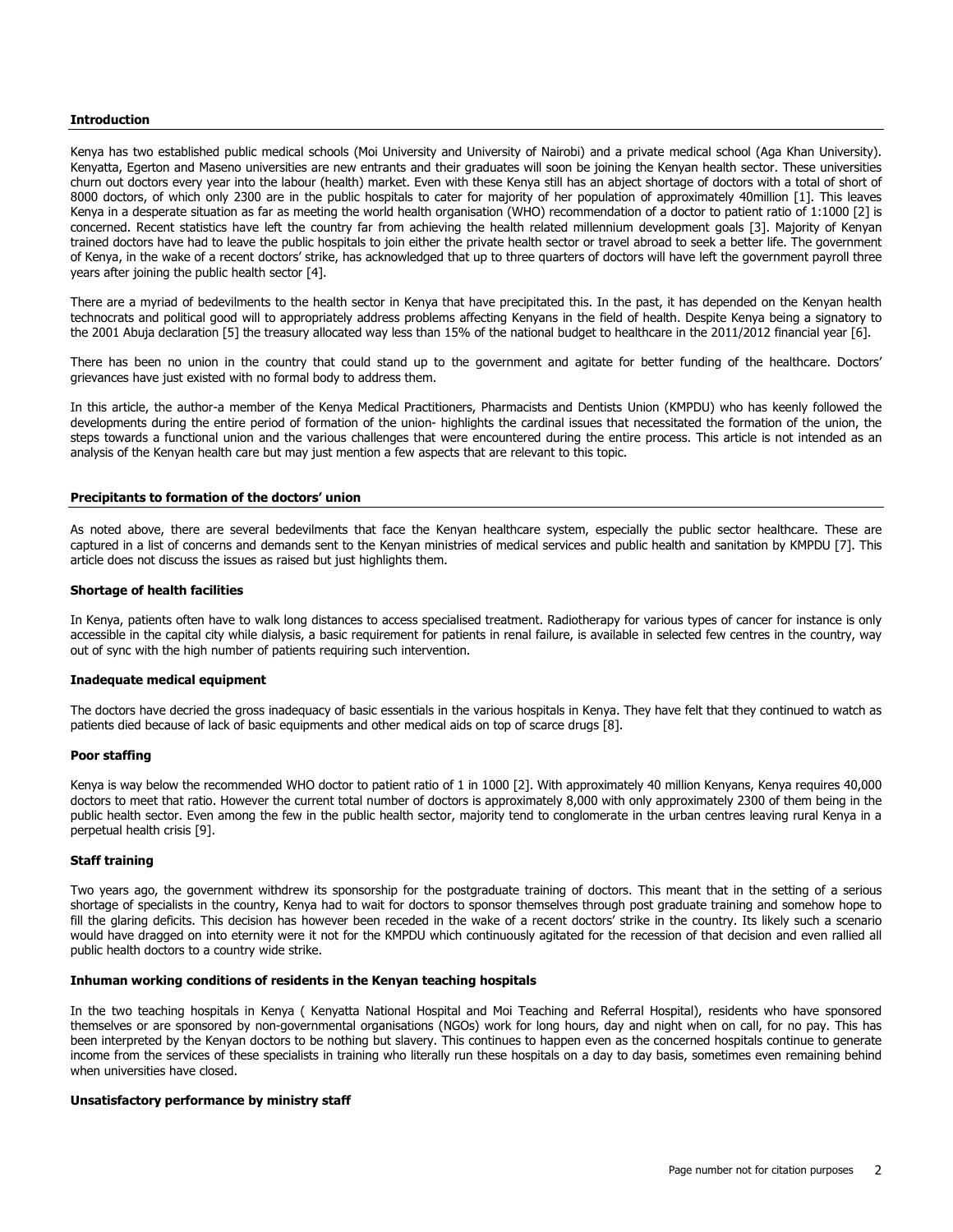## Introduction

Kenya has two established public medical schools (Moi University and University of Nairobi) and a private medical school (Aga Khan University). Kenyatta, Egerton and Maseno universities are new entrants and their graduates will soon be joining the Kenyan health sector. These universities churn out doctors every year into the labour (health) market. Even with these Kenya still has an abject shortage of doctors with a total of short of 8000 doctors, of which only 2300 are in the public hospitals to cater for majority of her population of approximately 40million [1]. This leaves Kenya in a desperate situation as far as meeting the world health organisation (WHO) recommendation of a doctor to patient ratio of 1:1000 [2] is concerned. Recent statistics have left the country far from achieving the health related millennium development goals [3]. Majority of Kenyan trained doctors have had to leave the public hospitals to join either the private health sector or travel abroad to seek a better life. The government of Kenya, in the wake of a recent doctors' strike, has acknowledged that up to three quarters of doctors will have left the government payroll three years after joining the public health sector [4].

There are a myriad of bedevilments to the health sector in Kenya that have precipitated this. In the past, it has depended on the Kenyan health technocrats and political good will to appropriately address problems affecting Kenyans in the field of health. Despite Kenya being a signatory to the 2001 Abuja declaration [5] the treasury allocated way less than 15% of the national budget to healthcare in the 2011/2012 financial year [6].

There has been no union in the country that could stand up to the government and agitate for better funding of the healthcare. Doctors' grievances have just existed with no formal body to address them.

In this article, the author-a member of the Kenya Medical Practitioners, Pharmacists and Dentists Union (KMPDU) who has keenly followed the developments during the entire period of formation of the union- highlights the cardinal issues that necessitated the formation of the union, the steps towards a functional union and the various challenges that were encountered during the entire process. This article is not intended as an analysis of the Kenyan health care but may just mention a few aspects that are relevant to this topic.

## Precipitants to formation of the doctors' union

As noted above, there are several bedevilments that face the Kenyan healthcare system, especially the public sector healthcare. These are captured in a list of concerns and demands sent to the Kenyan ministries of medical services and public health and sanitation by KMPDU [7]. This article does not discuss the issues as raised but just highlights them.

### Shortage of health facilities

In Kenya, patients often have to walk long distances to access specialised treatment. Radiotherapy for various types of cancer for instance is only accessible in the capital city while dialysis, a basic requirement for patients in renal failure, is available in selected few centres in the country, way out of sync with the high number of patients requiring such intervention.

### Inadequate medical equipment

The doctors have decried the gross inadequacy of basic essentials in the various hospitals in Kenya. They have felt that they continued to watch as patients died because of lack of basic equipments and other medical aids on top of scarce drugs [8].

### Poor staffing

Kenya is way below the recommended WHO doctor to patient ratio of 1 in 1000 [2]. With approximately 40 million Kenyans, Kenya requires 40,000 doctors to meet that ratio. However the current total number of doctors is approximately 8,000 with only approximately 2300 of them being in the public health sector. Even among the few in the public health sector, majority tend to conglomerate in the urban centres leaving rural Kenya in a perpetual health crisis [9].

### Staff training

Two years ago, the government withdrew its sponsorship for the postgraduate training of doctors. This meant that in the setting of a serious shortage of specialists in the country, Kenya had to wait for doctors to sponsor themselves through post graduate training and somehow hope to fill the glaring deficits. This decision has however been receded in the wake of a recent doctors' strike in the country. Its likely such a scenario would have dragged on into eternity were it not for the KMPDU which continuously agitated for the recession of that decision and even rallied all public health doctors to a country wide strike.

### Inhuman working conditions of residents in the Kenyan teaching hospitals

In the two teaching hospitals in Kenya ( Kenyatta National Hospital and Moi Teaching and Referral Hospital), residents who have sponsored themselves or are sponsored by non-governmental organisations (NGOs) work for long hours, day and night when on call, for no pay. This has been interpreted by the Kenyan doctors to be nothing but slavery. This continues to happen even as the concerned hospitals continue to generate income from the services of these specialists in training who literally run these hospitals on a day to day basis, sometimes even remaining behind when universities have closed.

### Unsatisfactory performance by ministry staff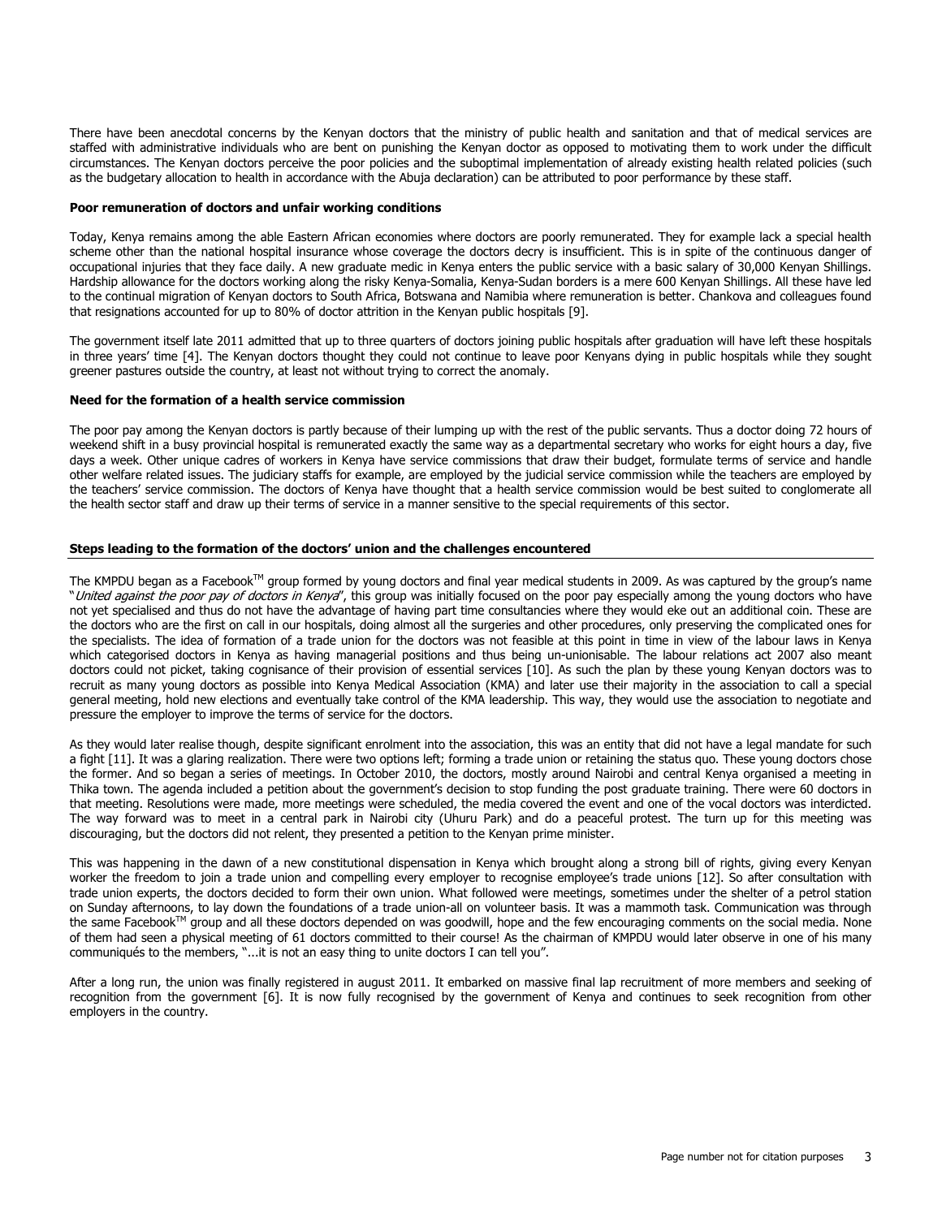There have been anecdotal concerns by the Kenyan doctors that the ministry of public health and sanitation and that of medical services are staffed with administrative individuals who are bent on punishing the Kenyan doctor as opposed to motivating them to work under the difficult circumstances. The Kenyan doctors perceive the poor policies and the suboptimal implementation of already existing health related policies (such as the budgetary allocation to health in accordance with the Abuja declaration) can be attributed to poor performance by these staff.

**Poor remuneration of doctors and unfair working conditions**

Today, Kenya remains among the able Eastern African economies where doctors are poorly remunerated. They for example lack a special health scheme other than the national hospital insurance whose coverage the doctors decry is insufficient. This is in spite of the continuous danger of occupational injuries that they face daily. A new graduate medic in Kenya enters the public service with a basic salary of 30,000 Kenyan Shillings. Hardship allowance for the doctors working along the risky Kenya-Somalia, Kenya-Sudan borders is a mere 600 Kenyan Shillings. All these have led to the continual migration of Kenyan doctors to South Africa, Botswana and Namibia where remuneration is better. Chankova and colleagues found that resignations accounted for up to 80% of doctor attrition in the Kenyan public hospitals [9].

The government itself late 2011 admitted that up to three quarters of doctors joining public hospitals after graduation will have left these hospitals in three years' time [4]. The Kenyan doctors thought they could not continue to leave poor Kenyans dying in public hospitals while they sought greener pastures outside the country, at least not without trying to correct the anomaly.

**Need for the formation of a health service commission**

The poor pay among the Kenyan doctors is partly because of their lumping up with the rest of the public servants. Thus a doctor doing 72 hours of weekend shift in a busy provincial hospital is remunerated exactly the same way as a departmental secretary who works for eight hours a day, five days a week. Other unique cadres of workers in Kenya have service commissions that draw their budget, formulate terms of service and handle other welfare related issues. The judiciary staffs for example, are employed by the judicial service commission while the teachers are employed by the teachers' service commission. The doctors of Kenya have thought that a health service commission would be best suited to conglomerate all the health sector staff and draw up their terms of service in a manner sensitive to the special requirements of this sector.

**Steps leading to the formation of the doctors' union and the challenges encountered**

The KMPDU began as a Facebook™ group formed by young doctors and final year medical students in 2009. As was captured by the group's name "*United against the poor pay of doctors in Kenya*", this group was initially focused on the poor pay especially among the young doctors who have not yet specialised and thus do not have the advantage of having part time consultancies where they would eke out an additional coin. These are the doctors who are the first on call in our hospitals, doing almost all the surgeries and other procedures, only preserving the complicated ones for the specialists. The idea of formation of a trade union for the doctors was not feasible at this point in time in view of the labour laws in Kenya which categorised doctors in Kenya as having managerial positions and thus being un-unionisable. The labour relations act 2007 also meant doctors could not picket, taking cognisance of their provision of essential services [10]. As such the plan by these young Kenyan doctors was to recruit as many young doctors as possible into Kenya Medical Association (KMA) and later use their majority in the association to call a special general meeting, hold new elections and eventually take control of the KMA leadership. This way, they would use the association to negotiate and pressure the employer to improve the terms of service for the doctors.

As they would later realise though, despite significant enrolment into the association, this was an entity that did not have a legal mandate for such a fight [11]. It was a glaring realization. There were two options left; forming a trade union or retaining the status quo. These young doctors chose the former. And so began a series of meetings. In October 2010, the doctors, mostly around Nairobi and central Kenya organised a meeting in Thika town. The agenda included a petition about the government's decision to stop funding the post graduate training. There were 60 doctors in that meeting. Resolutions were made, more meetings were scheduled, the media covered the event and one of the vocal doctors was interdicted. The way forward was to meet in a central park in Nairobi city (Uhuru Park) and do a peaceful protest. The turn up for this meeting was discouraging, but the doctors did not relent, they presented a petition to the Kenyan prime minister.

This was happening in the dawn of a new constitutional dispensation in Kenya which brought along a strong bill of rights, giving every Kenyan worker the freedom to join a trade union and compelling every employer to recognise employee's trade unions [12]. So after consultation with trade union experts, the doctors decided to form their own union. What followed were meetings, sometimes under the shelter of a petrol station on Sunday afternoons, to lay down the foundations of a trade union-all on volunteer basis. It was a mammoth task. Communication was through the same Facebook™ group and all these doctors depended on was goodwill, hope and the few encouraging comments on the social media. None of them had seen a physical meeting of 61 doctors committed to their course! As the chairman of KMPDU would later observe in one of his many communiqués to the members, "...it is not an easy thing to unite doctors I can tell you".

After a long run, the union was finally registered in august 2011. It embarked on massive final lap recruitment of more members and seeking of recognition from the government [6]. It is now fully recognised by the government of Kenya and continues to seek recognition from other employers in the country.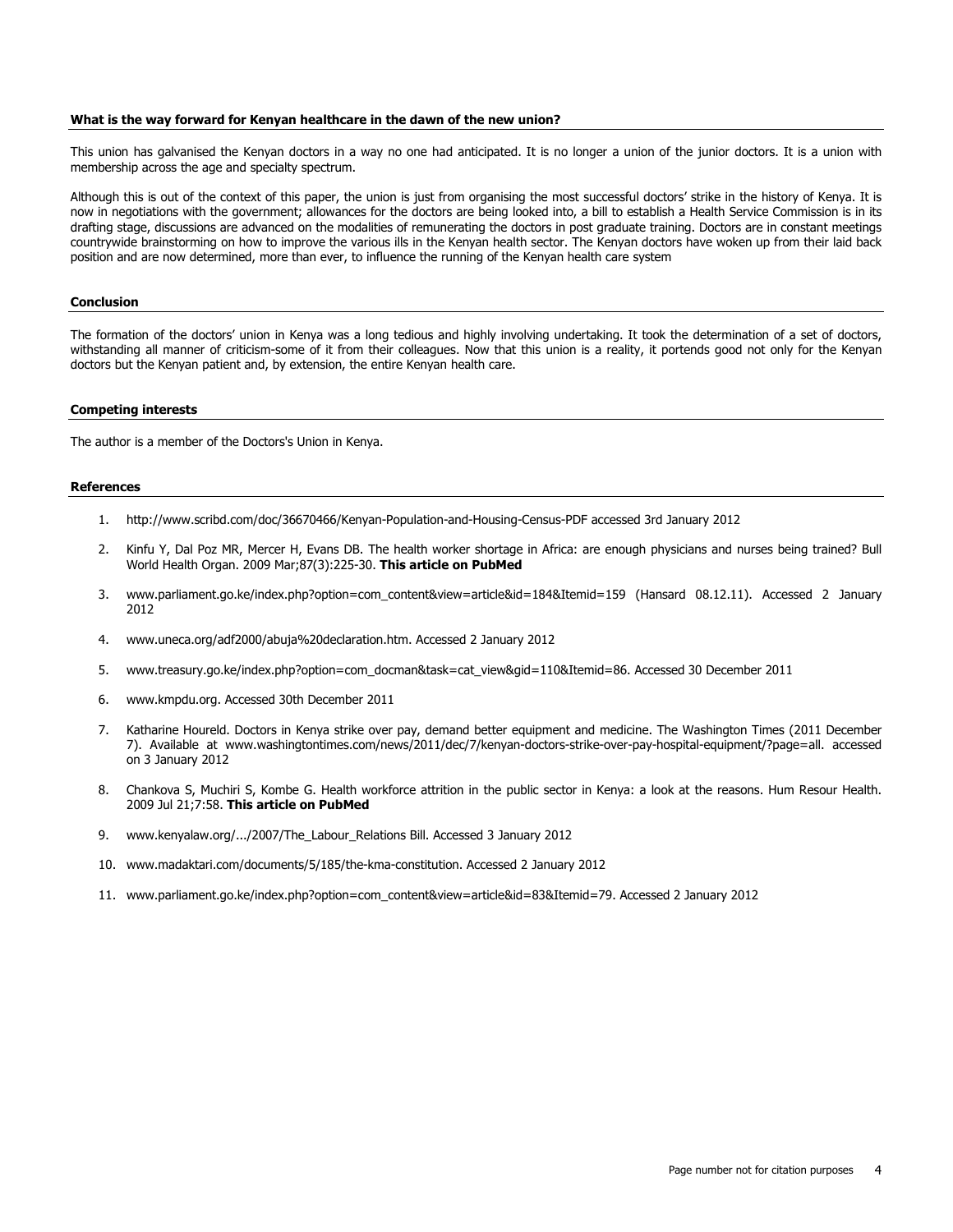### What is the way forward for Kenyan healthcare in the dawn of the new union?

This union has galvanised the Kenyan doctors in a way no one had anticipated. It is no longer a union of the junior doctors. It is a union with membership across the age and specialty spectrum.

Although this is out of the context of this paper, the union is just from organising the most successful doctors' strike in the history of Kenya. It is now in negotiations with the government; allowances for the doctors are being looked into, a bill to establish a Health Service Commission is in its drafting stage, discussions are advanced on the modalities of remunerating the doctors in post graduate training. Doctors are in constant meetings countrywide brainstorming on how to improve the various ills in the Kenyan health sector. The Kenyan doctors have woken up from their laid back position and are now determined, more than ever, to influence the running of the Kenyan health care system

### Conclusion

The formation of the doctors' union in Kenya was a long tedious and highly involving undertaking. It took the determination of a set of doctors, withstanding all manner of criticism-some of it from their colleagues. Now that this union is a reality, it portends good not only for the Kenyan doctors but the Kenyan patient and, by extension, the entire Kenyan health care.

### Competing interests

The author is a member of the Doctors's Union in Kenya.

### References

1. http://www.scribd.com/doc/36670466/Kenyan-Population-and-Housing-Census-PDF accessed 3rd January 2012
2. Kinfu Y, Dal Poz MR, Mercer H, Evans DB. The health worker shortage in Africa: are enough physicians and nurses being trained? Bull World Health Organ. 2009 Mar;87(3):225-30. **This article on PubMed**
3. www.parliament.go.ke/index.php?option=com_content&view=article&id=184&Itemid=159 (Hansard 08.12.11). Accessed 2 January 2012
4. www.uneca.org/adf2000/abuja%20declaration.htm. Accessed 2 January 2012
5. www.treasury.go.ke/index.php?option=com_docman&task=cat_view&gid=110&Itemid=86. Accessed 30 December 2011
6. www.kmpdu.org. Accessed 30th December 2011
7. Katharine Houreld. Doctors in Kenya strike over pay, demand better equipment and medicine. The Washington Times (2011 December 7). Available at www.washingtontimes.com/news/2011/dec/7/kenyan-doctors-strike-over-pay-hospital-equipment/?page=all. accessed on 3 January 2012
8. Chankova S, Muchiri S, Kombe G. Health workforce attrition in the public sector in Kenya: a look at the reasons. Hum Resour Health. 2009 Jul 21;7:58. **This article on PubMed**
9. www.kenyalaw.org/.../2007/The_Labour_Relations Bill. Accessed 3 January 2012
10. www.madaktari.com/documents/5/185/the-kma-constitution. Accessed 2 January 2012
11. www.parliament.go.ke/index.php?option=com_content&view=article&id=83&Itemid=79. Accessed 2 January 2012